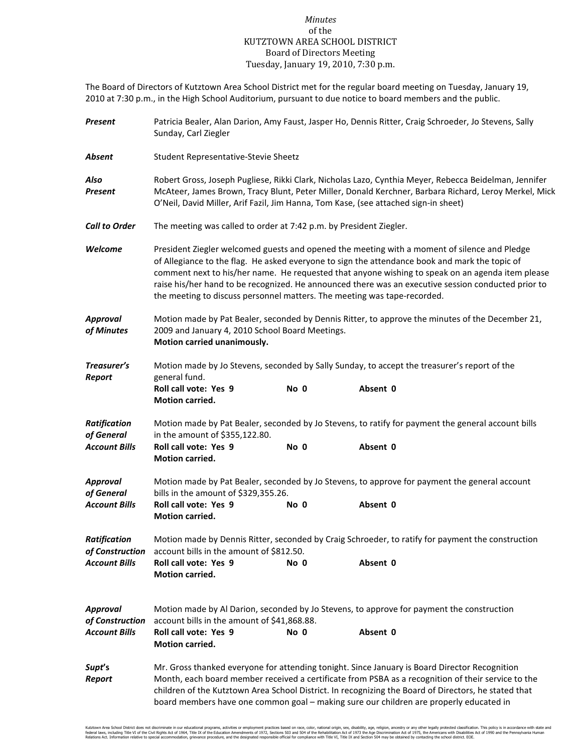*Minutes*
of the
KUTZTOWN AREA SCHOOL DISTRICT
Board of Directors Meeting
Tuesday, January 19, 2010, 7:30 p.m.

The Board of Directors of Kutztown Area School District met for the regular board meeting on Tuesday, January 19, 2010 at 7:30 p.m., in the High School Auditorium, pursuant to due notice to board members and the public.

***Present*** Patricia Bealer, Alan Darion, Amy Faust, Jasper Ho, Dennis Ritter, Craig Schroeder, Jo Stevens, Sally Sunday, Carl Ziegler

***Absent*** Student Representative-Stevie Sheetz

***Also Present*** Robert Gross, Joseph Pugliese, Rikki Clark, Nicholas Lazo, Cynthia Meyer, Rebecca Beidelman, Jennifer McAteer, James Brown, Tracy Blunt, Peter Miller, Donald Kerchner, Barbara Richard, Leroy Merkel, Mick O'Neil, David Miller, Arif Fazil, Jim Hanna, Tom Kase, (see attached sign-in sheet)

***Call to Order*** The meeting was called to order at 7:42 p.m. by President Ziegler.

***Welcome*** President Ziegler welcomed guests and opened the meeting with a moment of silence and Pledge of Allegiance to the flag. He asked everyone to sign the attendance book and mark the topic of comment next to his/her name. He requested that anyone wishing to speak on an agenda item please raise his/her hand to be recognized. He announced there was an executive session conducted prior to the meeting to discuss personnel matters. The meeting was tape-recorded.

***Approval of Minutes*** Motion made by Pat Bealer, seconded by Dennis Ritter, to approve the minutes of the December 21, 2009 and January 4, 2010 School Board Meetings.
**Motion carried unanimously.**

***Treasurer's Report*** Motion made by Jo Stevens, seconded by Sally Sunday, to accept the treasurer's report of the general fund.
**Roll call vote: Yes 9 No 0 Absent 0**
**Motion carried.**

***Ratification of General Account Bills*** Motion made by Pat Bealer, seconded by Jo Stevens, to ratify for payment the general account bills in the amount of $355,122.80.
**Roll call vote: Yes 9 No 0 Absent 0**
**Motion carried.**

***Approval of General Account Bills*** Motion made by Pat Bealer, seconded by Jo Stevens, to approve for payment the general account bills in the amount of $329,355.26.
**Roll call vote: Yes 9 No 0 Absent 0**
**Motion carried.**

***Ratification of Construction Account Bills*** Motion made by Dennis Ritter, seconded by Craig Schroeder, to ratify for payment the construction account bills in the amount of $812.50.
**Roll call vote: Yes 9 No 0 Absent 0**
**Motion carried.**

***Approval of Construction Account Bills*** Motion made by Al Darion, seconded by Jo Stevens, to approve for payment the construction account bills in the amount of $41,868.88.
**Roll call vote: Yes 9 No 0 Absent 0**
**Motion carried.**

***Supt's Report*** Mr. Gross thanked everyone for attending tonight. Since January is Board Director Recognition Month, each board member received a certificate from PSBA as a recognition of their service to the children of the Kutztown Area School District. In recognizing the Board of Directors, he stated that board members have one common goal – making sure our children are properly educated in

Kutztown Area School District does not discriminate in our educational programs, activities or employment practices based on race, color, national origin, sex, disability, age, religion, ancestry or any other legally protected classification. This policy is in accordance with state and federal laws, including Title VI of the Civil Rights Act of 1964, Title IX of the Education Amendments of 1972, Sections 503 and 504 of the Rehabilitation Act of 1973 the Age Discrimination Act of 1975, the Americans with Disabilities Act of 1990 and the Pennsylvania Human Relations Act. Information relative to special accommodation, grievance procedure, and the designated responsible official for compliance with Title VI, Title IX and Section 504 may be obtained by contacting the school district. EOE.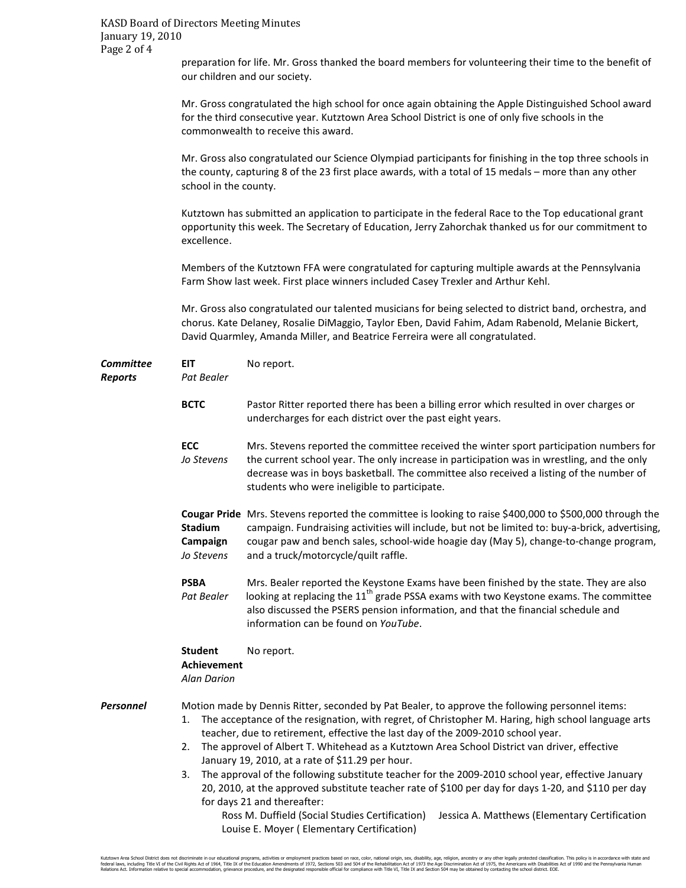preparation for life. Mr. Gross thanked the board members for volunteering their time to the benefit of our children and our society.

Mr. Gross congratulated the high school for once again obtaining the Apple Distinguished School award for the third consecutive year. Kutztown Area School District is one of only five schools in the commonwealth to receive this award.

Mr. Gross also congratulated our Science Olympiad participants for finishing in the top three schools in the county, capturing 8 of the 23 first place awards, with a total of 15 medals – more than any other school in the county.

Kutztown has submitted an application to participate in the federal Race to the Top educational grant opportunity this week. The Secretary of Education, Jerry Zahorchak thanked us for our commitment to excellence.

Members of the Kutztown FFA were congratulated for capturing multiple awards at the Pennsylvania Farm Show last week. First place winners included Casey Trexler and Arthur Kehl.

Mr. Gross also congratulated our talented musicians for being selected to district band, orchestra, and chorus. Kate Delaney, Rosalie DiMaggio, Taylor Eben, David Fahim, Adam Rabenold, Melanie Bickert, David Quarmley, Amanda Miller, and Beatrice Ferreira were all congratulated.

***Committee Reports***

**EIT** *Pat Bealer* — No report.

**BCTC** — Pastor Ritter reported there has been a billing error which resulted in over charges or undercharges for each district over the past eight years.

**ECC** *Jo Stevens* — Mrs. Stevens reported the committee received the winter sport participation numbers for the current school year. The only increase in participation was in wrestling, and the only decrease was in boys basketball. The committee also received a listing of the number of students who were ineligible to participate.

**Cougar Pride Stadium Campaign** *Jo Stevens* — Mrs. Stevens reported the committee is looking to raise $400,000 to $500,000 through the campaign. Fundraising activities will include, but not be limited to: buy-a-brick, advertising, cougar paw and bench sales, school-wide hoagie day (May 5), change-to-change program, and a truck/motorcycle/quilt raffle.

**PSBA** *Pat Bealer* — Mrs. Bealer reported the Keystone Exams have been finished by the state. They are also looking at replacing the 11th grade PSSA exams with two Keystone exams. The committee also discussed the PSERS pension information, and that the financial schedule and information can be found on *YouTube*.

**Student Achievement** *Alan Darion* — No report.

***Personnel***

Motion made by Dennis Ritter, seconded by Pat Bealer, to approve the following personnel items:

1. The acceptance of the resignation, with regret, of Christopher M. Haring, high school language arts teacher, due to retirement, effective the last day of the 2009-2010 school year.
2. The approvel of Albert T. Whitehead as a Kutztown Area School District van driver, effective January 19, 2010, at a rate of $11.29 per hour.
3. The approval of the following substitute teacher for the 2009-2010 school year, effective January 20, 2010, at the approved substitute teacher rate of $100 per day for days 1-20, and $110 per day for days 21 and thereafter:
   - Ross M. Duffield (Social Studies Certification)
   - Jessica A. Matthews (Elementary Certification
   - Louise E. Moyer ( Elementary Certification)

Kutztown Area School District does not discriminate in our educational programs, activities or employment practices based on race, color, national origin, sex, disability, age, religion, ancestry or any other legally protected classification. This policy is in accordance with state and federal laws, including Title VI of the Civil Rights Act of 1964, Title IX of the Education Amendments of 1972, Sections 503 and 504 of the Rehabilitation Act of 1973 the Age Discrimination Act of 1975, the Americans with Disabilities Act of 1990 and the Pennsylvania Human Relations Act. Information relative to special accommodation, grievance procedure, and the designated responsible official for compliance with Title VI, Title IX and Section 504 may be obtained by contacting the school district. EOE.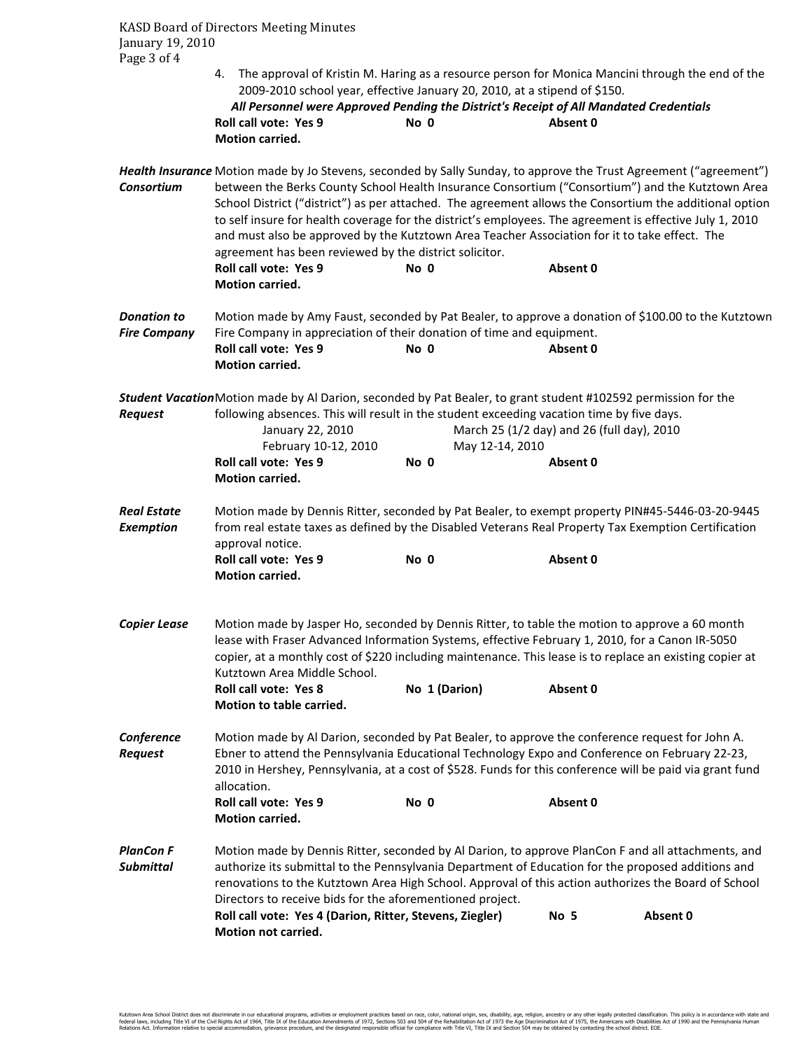4. The approval of Kristin M. Haring as a resource person for Monica Mancini through the end of the 2009-2010 school year, effective January 20, 2010, at a stipend of $150.

***All Personnel were Approved Pending the District's Receipt of All Mandated Credentials***

**Roll call vote: Yes 9 No 0 Absent 0**
**Motion carried.**

***Health Insurance Consortium***

Motion made by Jo Stevens, seconded by Sally Sunday, to approve the Trust Agreement ("agreement") between the Berks County School Health Insurance Consortium ("Consortium") and the Kutztown Area School District ("district") as per attached. The agreement allows the Consortium the additional option to self insure for health coverage for the district's employees. The agreement is effective July 1, 2010 and must also be approved by the Kutztown Area Teacher Association for it to take effect. The agreement has been reviewed by the district solicitor.

**Roll call vote: Yes 9 No 0 Absent 0**
**Motion carried.**

***Donation to Fire Company***

Motion made by Amy Faust, seconded by Pat Bealer, to approve a donation of $100.00 to the Kutztown Fire Company in appreciation of their donation of time and equipment.

**Roll call vote: Yes 9 No 0 Absent 0**
**Motion carried.**

***Student Vacation Request***

Motion made by Al Darion, seconded by Pat Bealer, to grant student #102592 permission for the following absences. This will result in the student exceeding vacation time by five days.

- January 22, 2010
- February 10-12, 2010
- March 25 (1/2 day) and 26 (full day), 2010
- May 12-14, 2010

**Roll call vote: Yes 9 No 0 Absent 0**
**Motion carried.**

***Real Estate Exemption***

Motion made by Dennis Ritter, seconded by Pat Bealer, to exempt property PIN#45-5446-03-20-9445 from real estate taxes as defined by the Disabled Veterans Real Property Tax Exemption Certification approval notice.

**Roll call vote: Yes 9 No 0 Absent 0**
**Motion carried.**

***Copier Lease***

Motion made by Jasper Ho, seconded by Dennis Ritter, to table the motion to approve a 60 month lease with Fraser Advanced Information Systems, effective February 1, 2010, for a Canon IR-5050 copier, at a monthly cost of $220 including maintenance. This lease is to replace an existing copier at Kutztown Area Middle School.

**Roll call vote: Yes 8 No 1 (Darion) Absent 0**
**Motion to table carried.**

***Conference Request***

Motion made by Al Darion, seconded by Pat Bealer, to approve the conference request for John A. Ebner to attend the Pennsylvania Educational Technology Expo and Conference on February 22-23, 2010 in Hershey, Pennsylvania, at a cost of $528. Funds for this conference will be paid via grant fund allocation.

**Roll call vote: Yes 9 No 0 Absent 0**
**Motion carried.**

***PlanCon F Submittal***

Motion made by Dennis Ritter, seconded by Al Darion, to approve PlanCon F and all attachments, and authorize its submittal to the Pennsylvania Department of Education for the proposed additions and renovations to the Kutztown Area High School. Approval of this action authorizes the Board of School Directors to receive bids for the aforementioned project.

**Roll call vote: Yes 4 (Darion, Ritter, Stevens, Ziegler) No 5 Absent 0**
**Motion not carried.**

Kutztown Area School District does not discriminate in our educational programs, activities or employment practices based on race, color, national origin, sex, disability, age, religion, ancestry or any other legally protected classification. This policy is in accordance with state and federal laws, including Title VI of the Civil Rights Act of 1964, Title IX of the Education Amendments of 1972, Sections 503 and 504 of the Rehabilitation Act of 1973 the Age Discrimination Act of 1975, the Americans with Disabilities Act of 1990 and the Pennsylvania Human Relations Act. Information relative to special accommodation, grievance procedure, and the designated responsible official for compliance with Title VI, Title IX and Section 504 may be obtained by contacting the school district. EOE.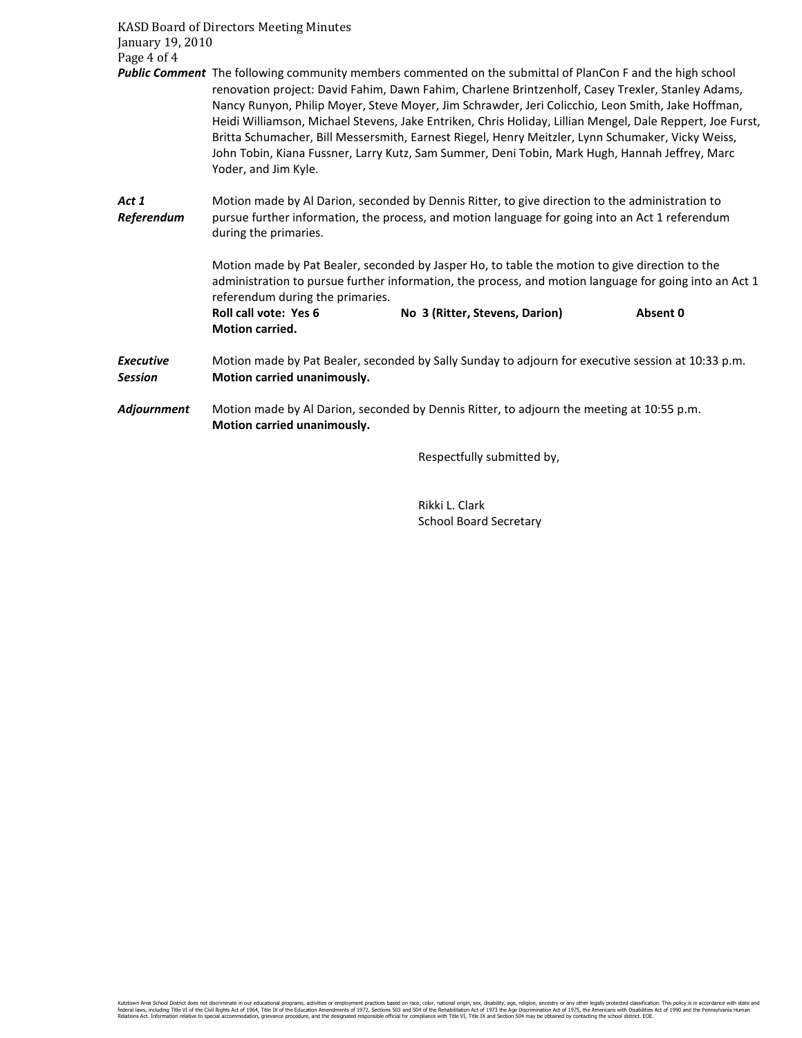***Public Comment*** The following community members commented on the submittal of PlanCon F and the high school renovation project: David Fahim, Dawn Fahim, Charlene Brintzenholf, Casey Trexler, Stanley Adams, Nancy Runyon, Philip Moyer, Steve Moyer, Jim Schrawder, Jeri Colicchio, Leon Smith, Jake Hoffman, Heidi Williamson, Michael Stevens, Jake Entriken, Chris Holiday, Lillian Mengel, Dale Reppert, Joe Furst, Britta Schumacher, Bill Messersmith, Earnest Riegel, Henry Meitzler, Lynn Schumaker, Vicky Weiss, John Tobin, Kiana Fussner, Larry Kutz, Sam Summer, Deni Tobin, Mark Hugh, Hannah Jeffrey, Marc Yoder, and Jim Kyle.

***Act 1 Referendum*** Motion made by Al Darion, seconded by Dennis Ritter, to give direction to the administration to pursue further information, the process, and motion language for going into an Act 1 referendum during the primaries.

Motion made by Pat Bealer, seconded by Jasper Ho, to table the motion to give direction to the administration to pursue further information, the process, and motion language for going into an Act 1 referendum during the primaries.

**Roll call vote: Yes 6 No 3 (Ritter, Stevens, Darion) Absent 0**
**Motion carried.**

***Executive Session*** Motion made by Pat Bealer, seconded by Sally Sunday to adjourn for executive session at 10:33 p.m.
**Motion carried unanimously.**

***Adjournment*** Motion made by Al Darion, seconded by Dennis Ritter, to adjourn the meeting at 10:55 p.m.
**Motion carried unanimously.**

Respectfully submitted by,

Rikki L. Clark
School Board Secretary

Kutztown Area School District does not discriminate in our educational programs, activities or employment practices based on race, color, national origin, sex, disability, age, religion, ancestry or any other legally protected classification. This policy is in accordance with state and federal laws, including Title VI of the Civil Rights Act of 1964, Title IX of the Education Amendments of 1972, Sections 503 and 504 of the Rehabilitation Act of 1973 the Age Discrimination Act of 1975, the Americans with Disabilities Act of 1990 and the Pennsylvania Human Relations Act. Information relative to special accommodation, grievance procedure, and the designated responsible official for compliance with Title VI, Title IX and Section 504 may be obtained by contacting the school district. EOE.